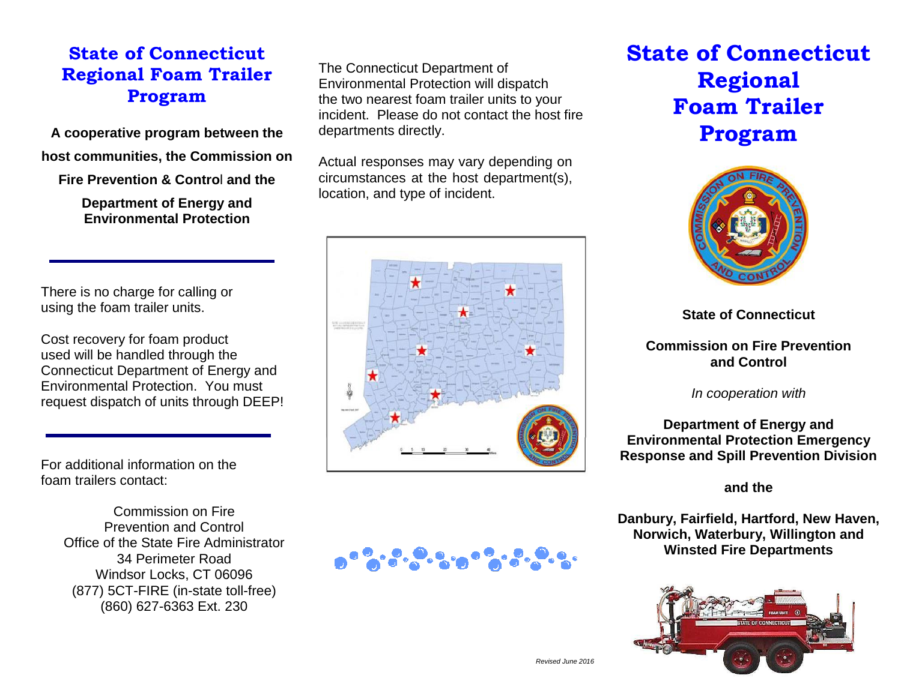# State of Connecticut Regional Foam Trailer Program

**A cooperative program between the host communities, the Commission on Fire Prevention & Control and the Department of Energy and Environmental Protection**

There is no charge for calling or using the foam trailer units.

Cost recovery for foam product used will be handled through the Connecticut Department of Energy and Environmental Protection. You must request dispatch of units through DEEP!

For additional information on the foam trailers contact:

Commission on Fire Prevention and Control
Office of the State Fire Administrator
34 Perimeter Road
Windsor Locks, CT 06096
(877) 5CT-FIRE (in-state toll-free)
(860) 627-6363 Ext. 230

The Connecticut Department of Environmental Protection will dispatch the two nearest foam trailer units to your incident. Please do not contact the host fire departments directly.

Actual responses may vary depending on circumstances at the host department(s), location, and type of incident.

*Revised June 2016*

# State of Connecticut Regional Foam Trailer Program

**State of Connecticut**

**Commission on Fire Prevention and Control**

*In cooperation with*

**Department of Energy and Environmental Protection Emergency Response and Spill Prevention Division**

**and the**

**Danbury, Fairfield, Hartford, New Haven, Norwich, Waterbury, Willington and Winsted Fire Departments**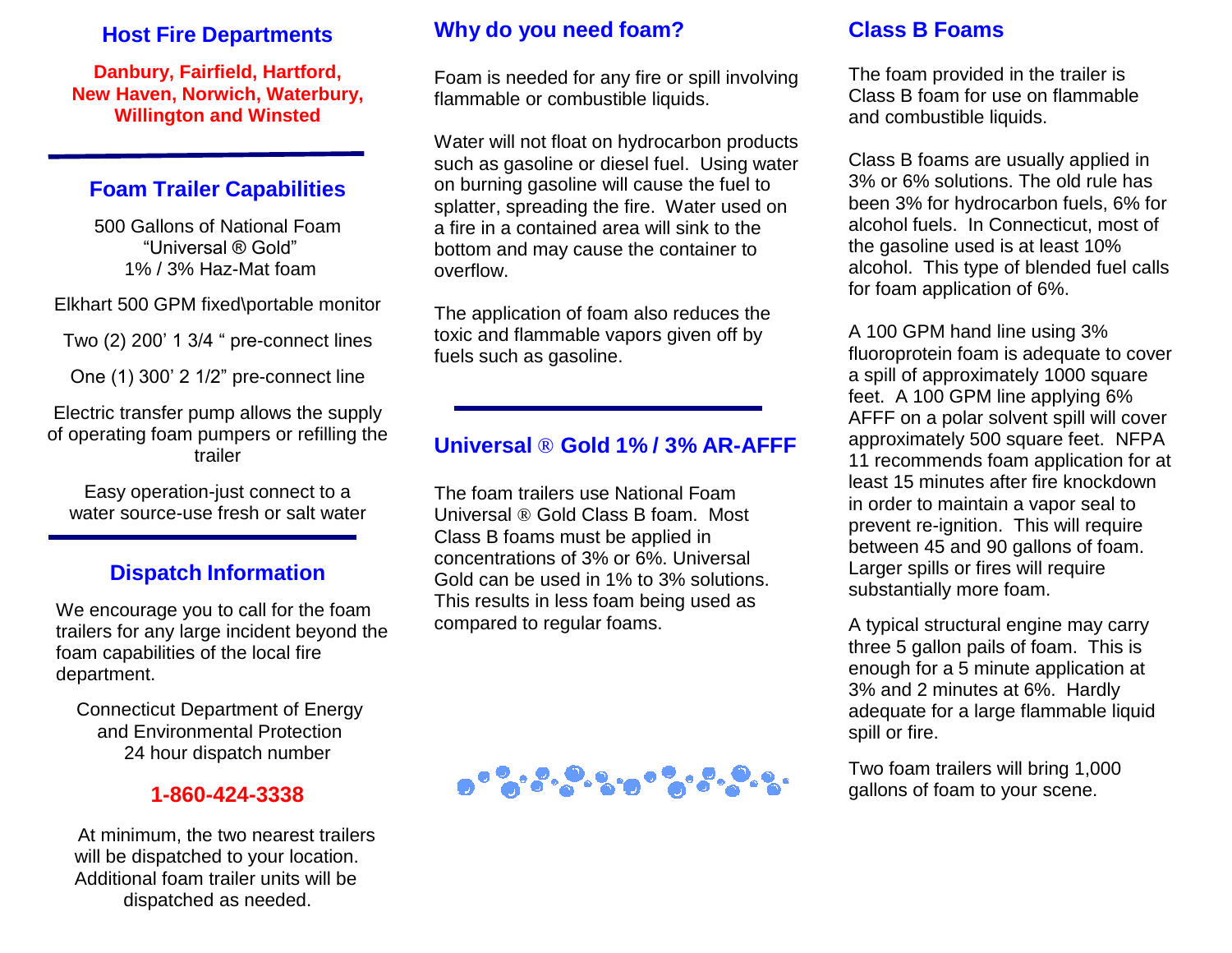## Host Fire Departments

**Danbury, Fairfield, Hartford, New Haven, Norwich, Waterbury, Willington and Winsted**

## Foam Trailer Capabilities

500 Gallons of National Foam "Universal ® Gold" 1% / 3% Haz-Mat foam

Elkhart 500 GPM fixed\portable monitor

Two (2) 200' 1 3/4 " pre-connect lines

One (1) 300' 2 1/2" pre-connect line

Electric transfer pump allows the supply of operating foam pumpers or refilling the trailer

Easy operation-just connect to a water source-use fresh or salt water

## Dispatch Information

We encourage you to call for the foam trailers for any large incident beyond the foam capabilities of the local fire department.

Connecticut Department of Energy and Environmental Protection 24 hour dispatch number

**1-860-424-3338**

At minimum, the two nearest trailers will be dispatched to your location. Additional foam trailer units will be dispatched as needed.

## Why do you need foam?

Foam is needed for any fire or spill involving flammable or combustible liquids.

Water will not float on hydrocarbon products such as gasoline or diesel fuel. Using water on burning gasoline will cause the fuel to splatter, spreading the fire. Water used on a fire in a contained area will sink to the bottom and may cause the container to overflow.

The application of foam also reduces the toxic and flammable vapors given off by fuels such as gasoline.

## Universal ® Gold 1% / 3% AR-AFFF

The foam trailers use National Foam Universal ® Gold Class B foam. Most Class B foams must be applied in concentrations of 3% or 6%. Universal Gold can be used in 1% to 3% solutions. This results in less foam being used as compared to regular foams.

## Class B Foams

The foam provided in the trailer is Class B foam for use on flammable and combustible liquids.

Class B foams are usually applied in 3% or 6% solutions. The old rule has been 3% for hydrocarbon fuels, 6% for alcohol fuels. In Connecticut, most of the gasoline used is at least 10% alcohol. This type of blended fuel calls for foam application of 6%.

A 100 GPM hand line using 3% fluoroprotein foam is adequate to cover a spill of approximately 1000 square feet. A 100 GPM line applying 6% AFFF on a polar solvent spill will cover approximately 500 square feet. NFPA 11 recommends foam application for at least 15 minutes after fire knockdown in order to maintain a vapor seal to prevent re-ignition. This will require between 45 and 90 gallons of foam. Larger spills or fires will require substantially more foam.

A typical structural engine may carry three 5 gallon pails of foam. This is enough for a 5 minute application at 3% and 2 minutes at 6%. Hardly adequate for a large flammable liquid spill or fire.

Two foam trailers will bring 1,000 gallons of foam to your scene.